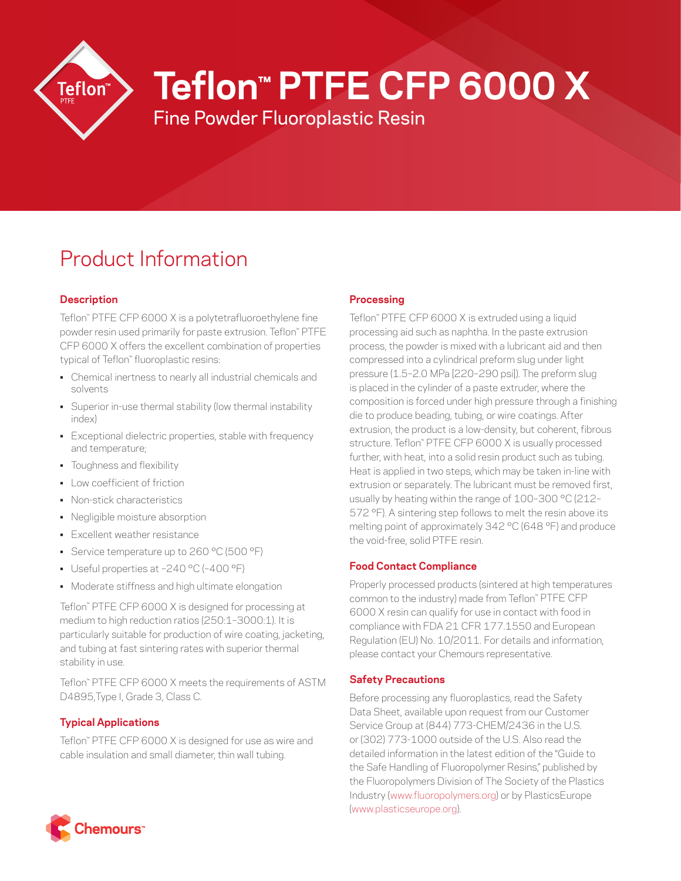# Teflon™ PTFE CFP 6000 X

Fine Powder Fluoroplastic Resin

## Product Information

### Description

Teflon™ PTFE CFP 6000 X is a polytetrafluoroethylene fine powder resin used primarily for paste extrusion. Teflon™ PTFE CFP 6000 X offers the excellent combination of properties typical of Teflon™ fluoroplastic resins:

- Chemical inertness to nearly all industrial chemicals and solvents
- Superior in-use thermal stability (low thermal instability index)
- Exceptional dielectric properties, stable with frequency and temperature;
- Toughness and flexibility
- Low coefficient of friction
- Non-stick characteristics
- Negligible moisture absorption
- Excellent weather resistance
- Service temperature up to 260 °C (500 °F)
- Useful properties at –240 °C (–400 °F)
- Moderate stiffness and high ultimate elongation

Teflon™ PTFE CFP 6000 X is designed for processing at medium to high reduction ratios (250:1–3000:1). It is particularly suitable for production of wire coating, jacketing, and tubing at fast sintering rates with superior thermal stability in use.

Teflon™ PTFE CFP 6000 X meets the requirements of ASTM D4895,Type I, Grade 3, Class C.

### Typical Applications

Teflon™ PTFE CFP 6000 X is designed for use as wire and cable insulation and small diameter, thin wall tubing.

### Processing

Teflon™ PTFE CFP 6000 X is extruded using a liquid processing aid such as naphtha. In the paste extrusion process, the powder is mixed with a lubricant aid and then compressed into a cylindrical preform slug under light pressure (1.5–2.0 MPa [220–290 psi]). The preform slug is placed in the cylinder of a paste extruder, where the composition is forced under high pressure through a finishing die to produce beading, tubing, or wire coatings. After extrusion, the product is a low-density, but coherent, fibrous structure. Teflon™ PTFE CFP 6000 X is usually processed further, with heat, into a solid resin product such as tubing. Heat is applied in two steps, which may be taken in-line with extrusion or separately. The lubricant must be removed first, usually by heating within the range of 100–300 °C (212–572 °F). A sintering step follows to melt the resin above its melting point of approximately 342 °C (648 °F) and produce the void-free, solid PTFE resin.

### Food Contact Compliance

Properly processed products (sintered at high temperatures common to the industry) made from Teflon™ PTFE CFP 6000 X resin can qualify for use in contact with food in compliance with FDA 21 CFR 177.1550 and European Regulation (EU) No. 10/2011. For details and information, please contact your Chemours representative.

### Safety Precautions

Before processing any fluoroplastics, read the Safety Data Sheet, available upon request from our Customer Service Group at (844) 773-CHEM/2436 in the U.S. or (302) 773-1000 outside of the U.S. Also read the detailed information in the latest edition of the "Guide to the Safe Handling of Fluoropolymer Resins," published by the Fluoropolymers Division of The Society of the Plastics Industry (www.fluoropolymers.org) or by PlasticsEurope (www.plasticseurope.org).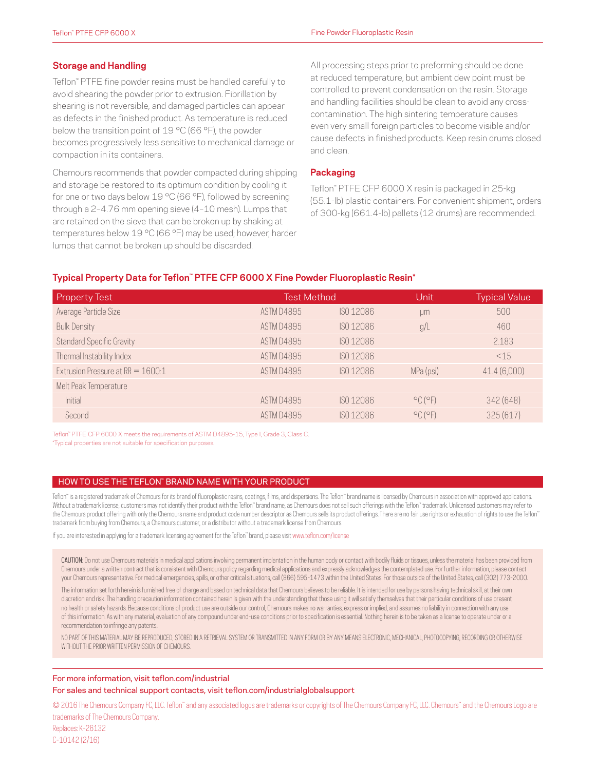## Storage and Handling

Teflon™ PTFE fine powder resins must be handled carefully to avoid shearing the powder prior to extrusion. Fibrillation by shearing is not reversible, and damaged particles can appear as defects in the finished product. As temperature is reduced below the transition point of 19 °C (66 °F), the powder becomes progressively less sensitive to mechanical damage or compaction in its containers.

Chemours recommends that powder compacted during shipping and storage be restored to its optimum condition by cooling it for one or two days below 19 °C (66 °F), followed by screening through a 2–4.76 mm opening sieve (4–10 mesh). Lumps that are retained on the sieve that can be broken up by shaking at temperatures below 19 °C (66 °F) may be used; however, harder lumps that cannot be broken up should be discarded.

All processing steps prior to preforming should be done at reduced temperature, but ambient dew point must be controlled to prevent condensation on the resin. Storage and handling facilities should be clean to avoid any cross-contamination. The high sintering temperature causes even very small foreign particles to become visible and/or cause defects in finished products. Keep resin drums closed and clean.

## Packaging

Teflon™ PTFE CFP 6000 X resin is packaged in 25-kg (55.1-lb) plastic containers. For convenient shipment, orders of 300-kg (661.4-lb) pallets (12 drums) are recommended.

### Typical Property Data for Teflon™ PTFE CFP 6000 X Fine Powder Fluoroplastic Resin*

| Property Test | Test Method | | Unit | Typical Value |
|---|---|---|---|---|
| Average Particle Size | ASTM D4895 | ISO 12086 | µm | 500 |
| Bulk Density | ASTM D4895 | ISO 12086 | g/L | 460 |
| Standard Specific Gravity | ASTM D4895 | ISO 12086 | | 2.183 |
| Thermal Instability Index | ASTM D4895 | ISO 12086 | | <15 |
| Extrusion Pressure at RR = 1600:1 | ASTM D4895 | ISO 12086 | MPa (psi) | 41.4 (6,000) |
| Melt Peak Temperature | | | | |
| Initial | ASTM D4895 | ISO 12086 | °C (°F) | 342 (648) |
| Second | ASTM D4895 | ISO 12086 | °C (°F) | 325 (617) |

Teflon™ PTFE CFP 6000 X meets the requirements of ASTM D4895-15, Type I, Grade 3, Class C.
*Typical properties are not suitable for specification purposes.

## HOW TO USE THE TEFLON™ BRAND NAME WITH YOUR PRODUCT

Teflon™ is a registered trademark of Chemours for its brand of fluoroplastic resins, coatings, films, and dispersions. The Teflon™ brand name is licensed by Chemours in association with approved applications. Without a trademark license, customers may not identify their product with the Teflon™ brand name, as Chemours does not sell such offerings with the Teflon™ trademark. Unlicensed customers may refer to the Chemours product offering with only the Chemours name and product code number descriptor as Chemours sells its product offerings. There are no fair use rights or exhaustion of rights to use the Teflon™ trademark from buying from Chemours, a Chemours customer, or a distributor without a trademark license from Chemours.

If you are interested in applying for a trademark licensing agreement for the Teflon™ brand, please visit www.teflon.com/license

CAUTION: Do not use Chemours materials in medical applications involving permanent implantation in the human body or contact with bodily fluids or tissues, unless the material has been provided from Chemours under a written contract that is consistent with Chemours policy regarding medical applications and expressly acknowledges the contemplated use. For further information, please contact your Chemours representative. For medical emergencies, spills, or other critical situations, call (866) 595-1473 within the United States. For those outside of the United States, call (302) 773-2000.

The information set forth herein is furnished free of charge and based on technical data that Chemours believes to be reliable. It is intended for use by persons having technical skill, at their own discretion and risk. The handling precaution information contained herein is given with the understanding that those using it will satisfy themselves that their particular conditions of use present no health or safety hazards. Because conditions of product use are outside our control, Chemours makes no warranties, express or implied, and assumes no liability in connection with any use of this information. As with any material, evaluation of any compound under end-use conditions prior to specification is essential. Nothing herein is to be taken as a license to operate under or a recommendation to infringe any patents.

NO PART OF THIS MATERIAL MAY BE REPRODUCED, STORED IN A RETRIEVAL SYSTEM OR TRANSMITTED IN ANY FORM OR BY ANY MEANS ELECTRONIC, MECHANICAL, PHOTOCOPYING, RECORDING OR OTHERWISE WITHOUT THE PRIOR WRITTEN PERMISSION OF CHEMOURS.

For more information, visit teflon.com/industrial
For sales and technical support contacts, visit teflon.com/industrialglobalsupport

© 2016 The Chemours Company FC, LLC. Teflon™ and any associated logos are trademarks or copyrights of The Chemours Company FC, LLC. Chemours™ and the Chemours Logo are trademarks of The Chemours Company.
Replaces: K-26132
C-10142 (2/16)